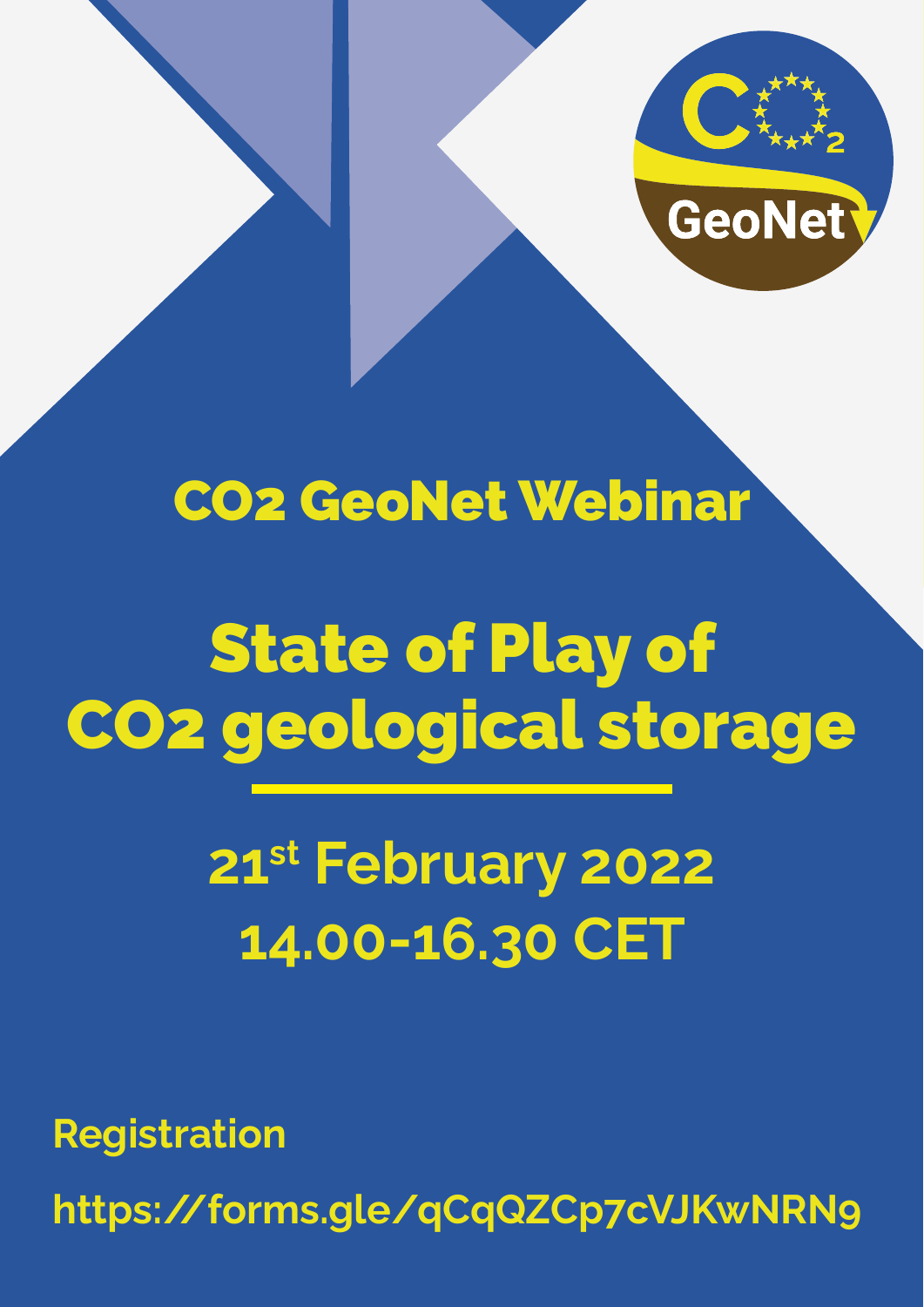## CO2 GeoNet Webinar

# State of Play of CO2 geological storage

**21st February 2022**
**14.00-16.30 CET**

**Registration**

**https://forms.gle/qCqQZCp7cVJKwNRN9**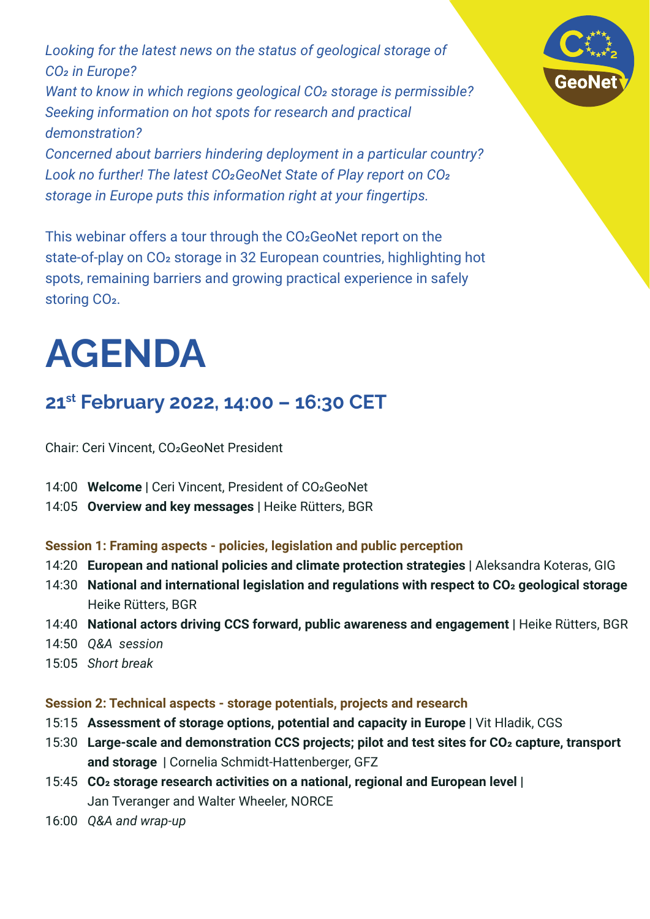*Looking for the latest news on the status of geological storage of $CO_2$ in Europe?*
*Want to know in which regions geological $CO_2$ storage is permissible?*
*Seeking information on hot spots for research and practical demonstration?*
*Concerned about barriers hindering deployment in a particular country?*
*Look no further! The latest $CO_2$GeoNet State of Play report on $CO_2$ storage in Europe puts this information right at your fingertips.*

This webinar offers a tour through the $CO_2$GeoNet report on the state-of-play on $CO_2$ storage in 32 European countries, highlighting hot spots, remaining barriers and growing practical experience in safely storing $CO_2$.

# AGENDA

## 21st February 2022, 14:00 – 16:30 CET

Chair: Ceri Vincent, $CO_2$GeoNet President

14:00 **Welcome** | Ceri Vincent, President of $CO_2$GeoNet
14:05 **Overview and key messages** | Heike Rütters, BGR

**Session 1: Framing aspects - policies, legislation and public perception**

14:20 **European and national policies and climate protection strategies** | Aleksandra Koteras, GIG
14:30 **National and international legislation and regulations with respect to $CO_2$ geological storage** Heike Rütters, BGR
14:40 **National actors driving CCS forward, public awareness and engagement** | Heike Rütters, BGR
14:50 *Q&A session*
15:05 *Short break*

**Session 2: Technical aspects - storage potentials, projects and research**

15:15 **Assessment of storage options, potential and capacity in Europe** | Vit Hladik, CGS
15:30 **Large-scale and demonstration CCS projects; pilot and test sites for $CO_2$ capture, transport and storage** | Cornelia Schmidt-Hattenberger, GFZ
15:45 **$CO_2$ storage research activities on a national, regional and European level** | Jan Tveranger and Walter Wheeler, NORCE
16:00 *Q&A and wrap-up*